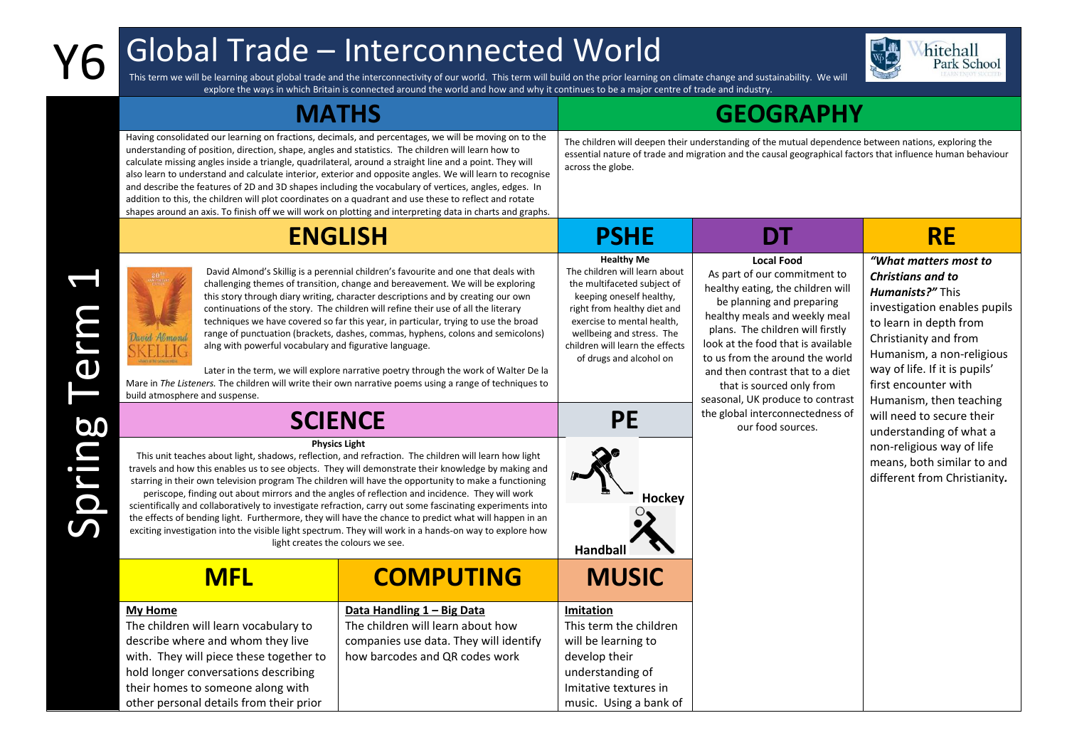# Y6 Global Trade – Interconnected World

This term we will be learning about global trade and the interconnectivity of our world. This term will build on the prior learning on climate change and sustainability. We will explore the ways in which Britain is connected around the world and how and why it continues to be a major centre of trade and industry.

Whitehall Park School

Spring Term 1

## MATHS

Having consolidated our learning on fractions, decimals, and percentages, we will be moving on to the understanding of position, direction, shape, angles and statistics. The children will learn how to calculate missing angles inside a triangle, quadrilateral, around a straight line and a point. They will also learn to understand and calculate interior, exterior and opposite angles. We will learn to recognise and describe the features of 2D and 3D shapes including the vocabulary of vertices, angles, edges. In addition to this, the children will plot coordinates on a quadrant and use these to reflect and rotate shapes around an axis. To finish off we will work on plotting and interpreting data in charts and graphs.

## GEOGRAPHY

The children will deepen their understanding of the mutual dependence between nations, exploring the essential nature of trade and migration and the causal geographical factors that influence human behaviour across the globe.

## ENGLISH

David Almond's Skillig is a perennial children's favourite and one that deals with challenging themes of transition, change and bereavement. We will be exploring this story through diary writing, character descriptions and by creating our own continuations of the story. The children will refine their use of all the literary techniques we have covered so far this year, in particular, trying to use the broad range of punctuation (brackets, dashes, commas, hyphens, colons and semicolons) alng with powerful vocabulary and figurative language.

Later in the term, we will explore narrative poetry through the work of Walter De la Mare in *The Listeners.* The children will write their own narrative poems using a range of techniques to build atmosphere and suspense.

## PSHE

**Healthy Me**

The children will learn about the multifaceted subject of keeping oneself healthy, right from healthy diet and exercise to mental health, wellbeing and stress. The children will learn the effects of drugs and alcohol on

## DT

**Local Food**

As part of our commitment to healthy eating, the children will be planning and preparing healthy meals and weekly meal plans. The children will firstly look at the food that is available to us from the around the world and then contrast that to a diet that is sourced only from seasonal, UK produce to contrast the global interconnectedness of our food sources.

## RE

***"What matters most to Christians and to Humanists?"*** This investigation enables pupils to learn in depth from Christianity and from Humanism, a non-religious way of life. If it is pupils' first encounter with Humanism, then teaching will need to secure their understanding of what a non-religious way of life means, both similar to and different from Christianity**.**

## SCIENCE

**Physics Light**

This unit teaches about light, shadows, reflection, and refraction. The children will learn how light travels and how this enables us to see objects. They will demonstrate their knowledge by making and starring in their own television program The children will have the opportunity to make a functioning periscope, finding out about mirrors and the angles of reflection and incidence. They will work scientifically and collaboratively to investigate refraction, carry out some fascinating experiments into the effects of bending light. Furthermore, they will have the chance to predict what will happen in an exciting investigation into the visible light spectrum. They will work in a hands-on way to explore how light creates the colours we see.

## PE

**Hockey**

**Handball**

## MFL

**My Home**

The children will learn vocabulary to describe where and whom they live with. They will piece these together to hold longer conversations describing their homes to someone along with other personal details from their prior

## COMPUTING

**Data Handling 1 – Big Data**

The children will learn about how companies use data. They will identify how barcodes and QR codes work

## MUSIC

**Imitation**

This term the children will be learning to develop their understanding of Imitative textures in music. Using a bank of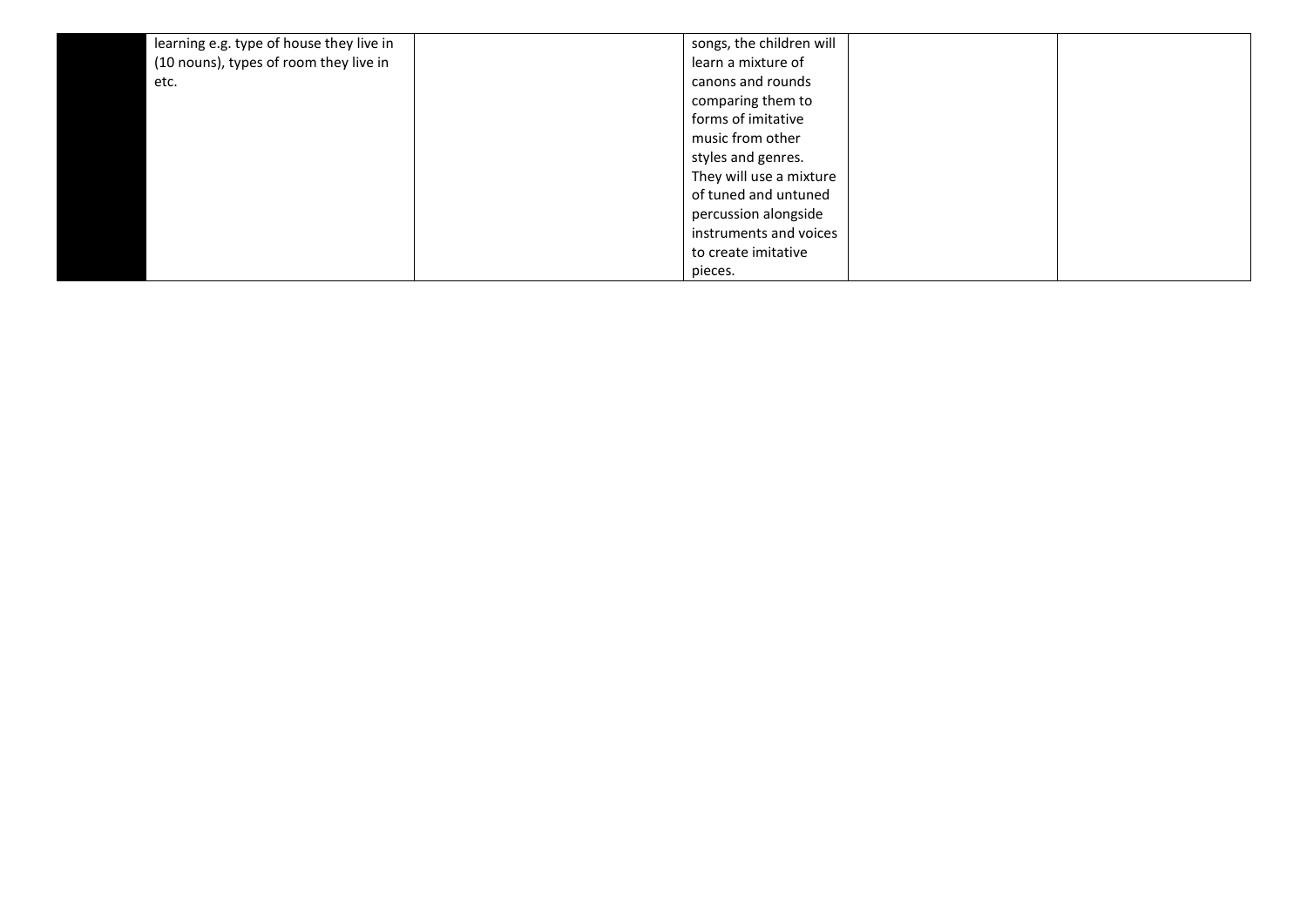| | | | | | |
|---|---|---|---|---|---|
| | learning e.g. type of house they live in (10 nouns), types of room they live in etc. | | songs, the children will learn a mixture of canons and rounds comparing them to forms of imitative music from other styles and genres. They will use a mixture of tuned and untuned percussion alongside instruments and voices to create imitative pieces. | | |